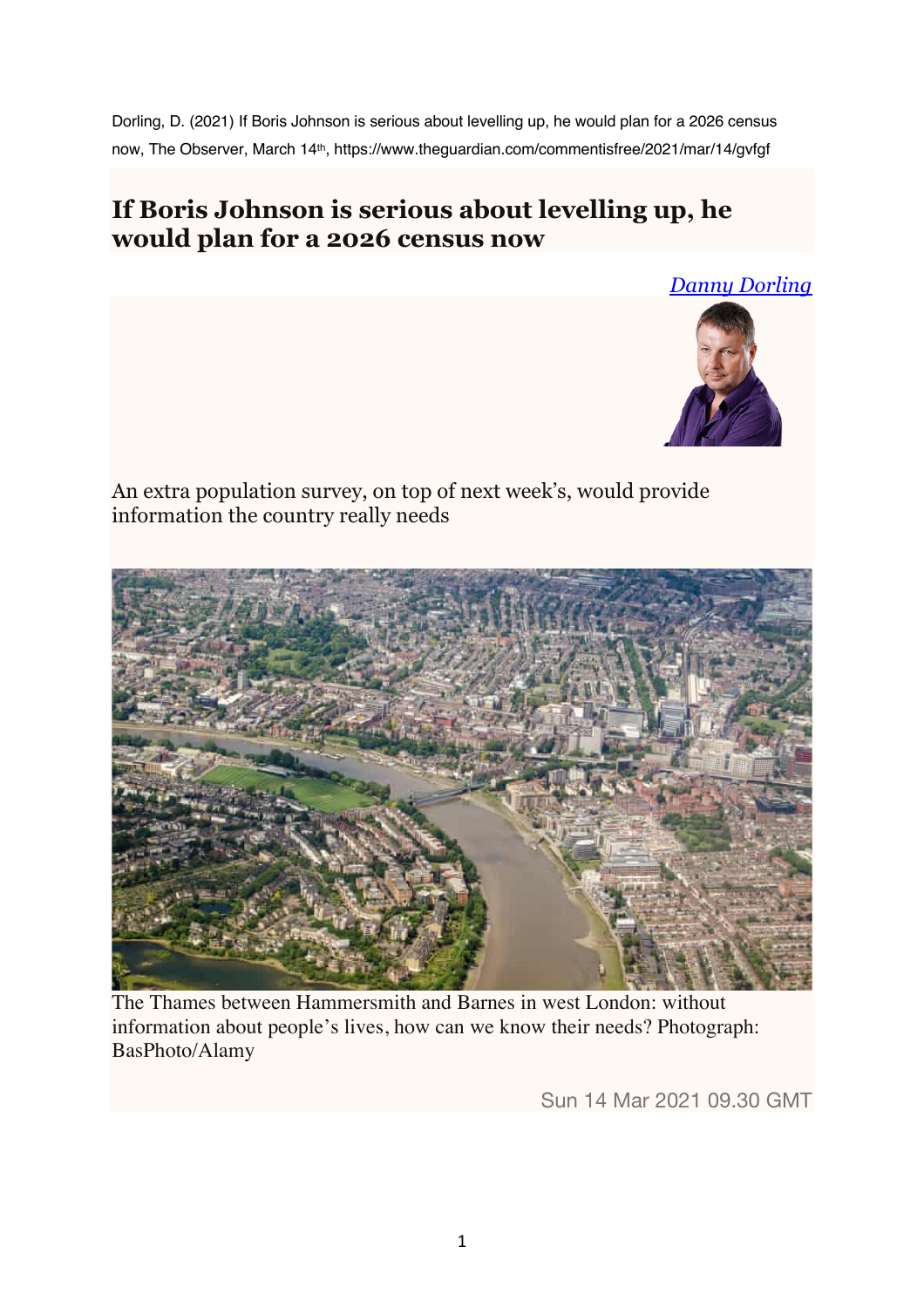Dorling, D. (2021) If Boris Johnson is serious about levelling up, he would plan for a 2026 census now, The Observer, March 14th, https://www.theguardian.com/commentisfree/2021/mar/14/gvfgf

# If Boris Johnson is serious about levelling up, he would plan for a 2026 census now

*Danny Dorling*

An extra population survey, on top of next week's, would provide information the country really needs

The Thames between Hammersmith and Barnes in west London: without information about people's lives, how can we know their needs? Photograph: BasPhoto/Alamy

Sun 14 Mar 2021 09.30 GMT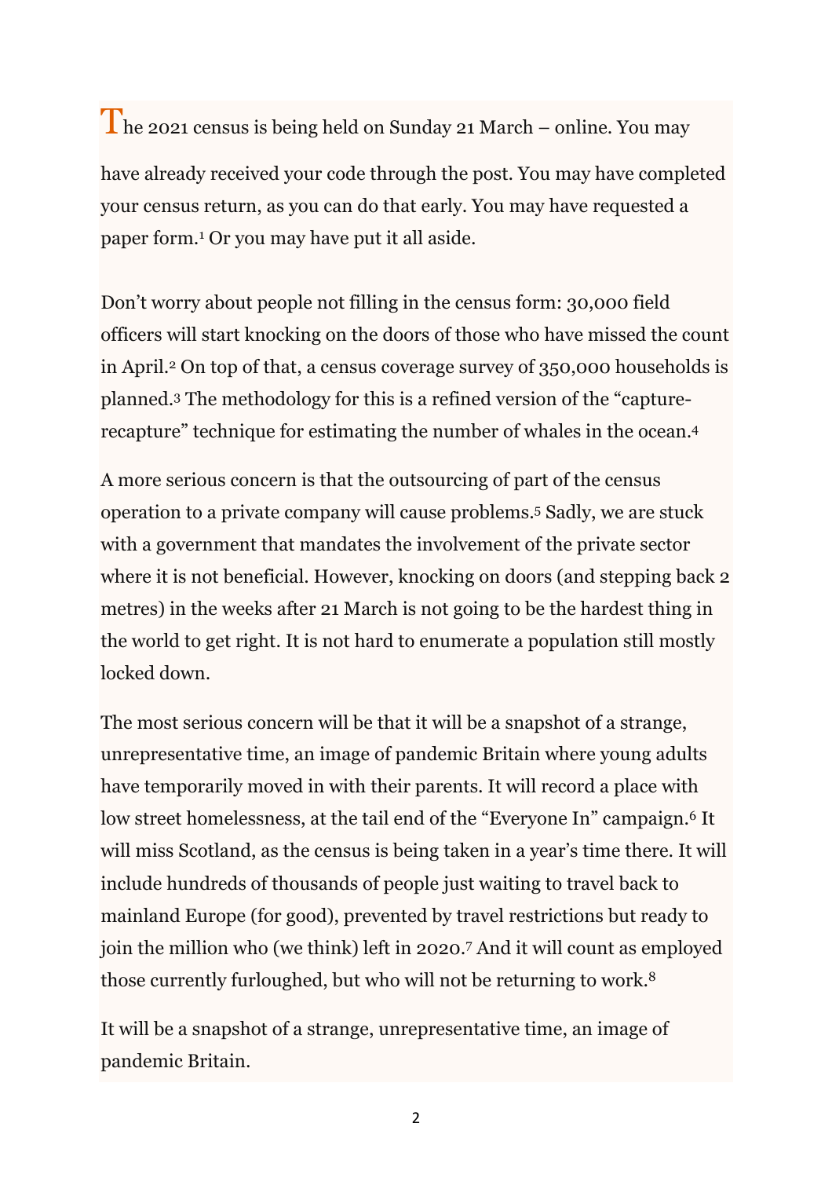The 2021 census is being held on Sunday 21 March – online. You may have already received your code through the post. You may have completed your census return, as you can do that early. You may have requested a paper form.[1] Or you may have put it all aside.

Don't worry about people not filling in the census form: 30,000 field officers will start knocking on the doors of those who have missed the count in April.[2] On top of that, a census coverage survey of 350,000 households is planned.[3] The methodology for this is a refined version of the "capture-recapture" technique for estimating the number of whales in the ocean.[4]

A more serious concern is that the outsourcing of part of the census operation to a private company will cause problems.[5] Sadly, we are stuck with a government that mandates the involvement of the private sector where it is not beneficial. However, knocking on doors (and stepping back 2 metres) in the weeks after 21 March is not going to be the hardest thing in the world to get right. It is not hard to enumerate a population still mostly locked down.

The most serious concern will be that it will be a snapshot of a strange, unrepresentative time, an image of pandemic Britain where young adults have temporarily moved in with their parents. It will record a place with low street homelessness, at the tail end of the "Everyone In" campaign.[6] It will miss Scotland, as the census is being taken in a year's time there. It will include hundreds of thousands of people just waiting to travel back to mainland Europe (for good), prevented by travel restrictions but ready to join the million who (we think) left in 2020.[7] And it will count as employed those currently furloughed, but who will not be returning to work.[8]

It will be a snapshot of a strange, unrepresentative time, an image of pandemic Britain.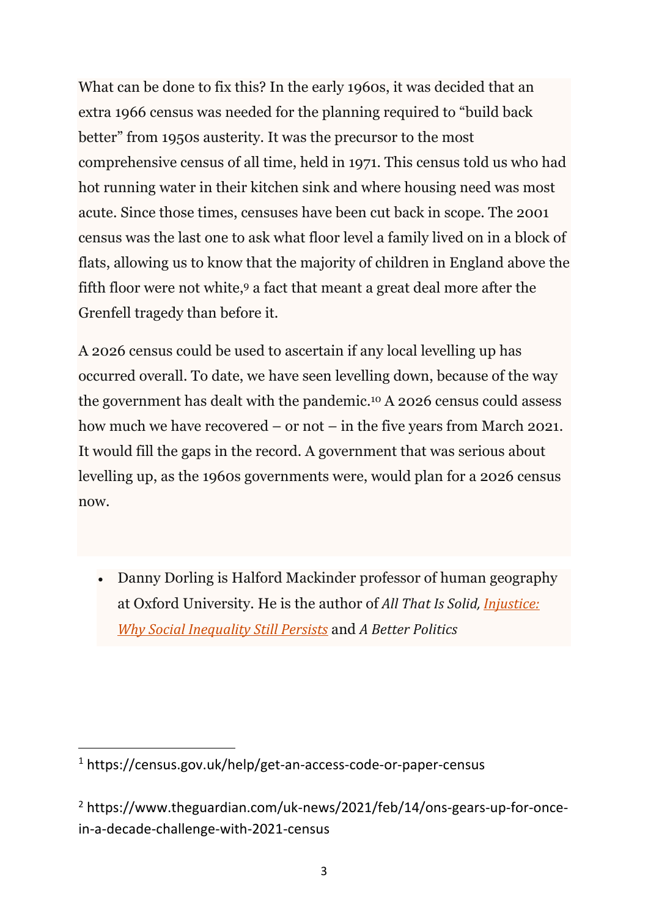What can be done to fix this? In the early 1960s, it was decided that an extra 1966 census was needed for the planning required to "build back better" from 1950s austerity. It was the precursor to the most comprehensive census of all time, held in 1971. This census told us who had hot running water in their kitchen sink and where housing need was most acute. Since those times, censuses have been cut back in scope. The 2001 census was the last one to ask what floor level a family lived on in a block of flats, allowing us to know that the majority of children in England above the fifth floor were not white,[9] a fact that meant a great deal more after the Grenfell tragedy than before it.

A 2026 census could be used to ascertain if any local levelling up has occurred overall. To date, we have seen levelling down, because of the way the government has dealt with the pandemic.[10] A 2026 census could assess how much we have recovered – or not – in the five years from March 2021. It would fill the gaps in the record. A government that was serious about levelling up, as the 1960s governments were, would plan for a 2026 census now.

- Danny Dorling is Halford Mackinder professor of human geography at Oxford University. He is the author of *All That Is Solid, Injustice: Why Social Inequality Still Persists* and *A Better Politics*

---

[1] https://census.gov.uk/help/get-an-access-code-or-paper-census

[2] https://www.theguardian.com/uk-news/2021/feb/14/ons-gears-up-for-once-in-a-decade-challenge-with-2021-census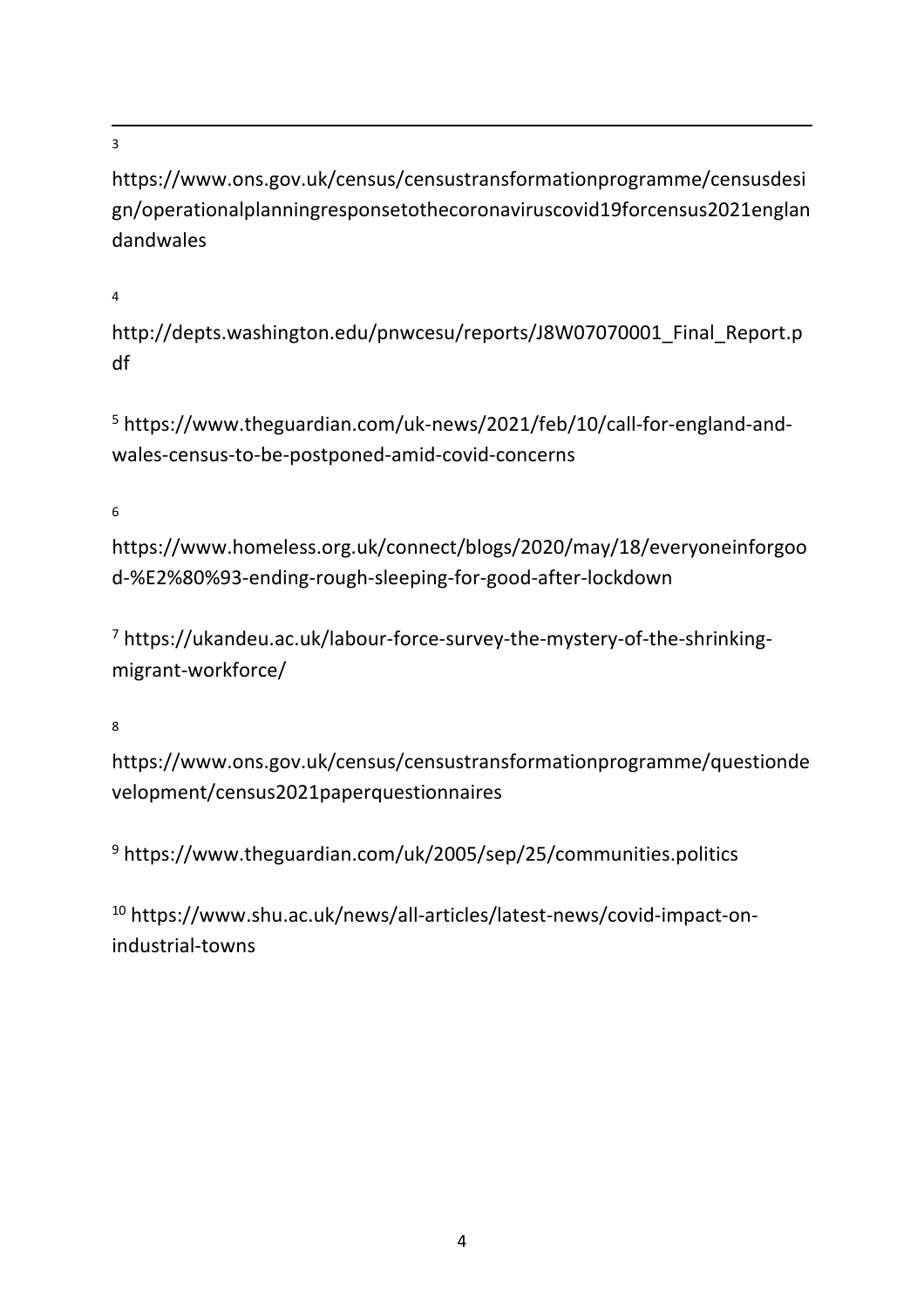[3] https://www.ons.gov.uk/census/censustransformationprogramme/censusdesign/operationalplanningresponsetothecoronaviruscovid19forcensus2021englandandwales

[4] http://depts.washington.edu/pnwcesu/reports/J8W07070001_Final_Report.pdf

[5] https://www.theguardian.com/uk-news/2021/feb/10/call-for-england-and-wales-census-to-be-postponed-amid-covid-concerns

[6] https://www.homeless.org.uk/connect/blogs/2020/may/18/everyoneinforgood-%E2%80%93-ending-rough-sleeping-for-good-after-lockdown

[7] https://ukandeu.ac.uk/labour-force-survey-the-mystery-of-the-shrinking-migrant-workforce/

[8] https://www.ons.gov.uk/census/censustransformationprogramme/questiondevelopment/census2021paperquestionnaires

[9] https://www.theguardian.com/uk/2005/sep/25/communities.politics

[10] https://www.shu.ac.uk/news/all-articles/latest-news/covid-impact-on-industrial-towns